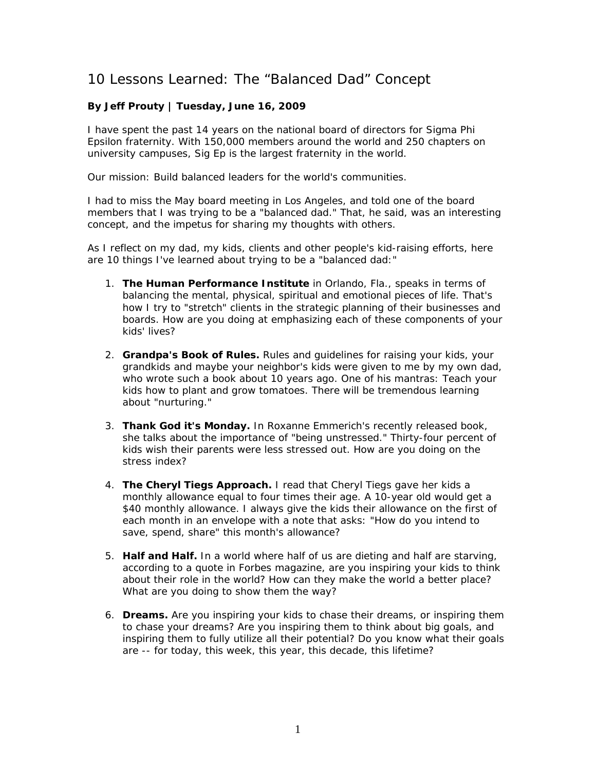# 10 Lessons Learned: The "Balanced Dad" Concept

**By Jeff Prouty | Tuesday, June 16, 2009**

I have spent the past 14 years on the national board of directors for Sigma Phi Epsilon fraternity. With 150,000 members around the world and 250 chapters on university campuses, Sig Ep is the largest fraternity in the world.

Our mission: Build balanced leaders for the world's communities.

I had to miss the May board meeting in Los Angeles, and told one of the board members that I was trying to be a "balanced dad." That, he said, was an interesting concept, and the impetus for sharing my thoughts with others.

As I reflect on my dad, my kids, clients and other people's kid-raising efforts, here are 10 things I've learned about trying to be a "balanced dad:"

1. **The Human Performance Institute** in Orlando, Fla., speaks in terms of balancing the mental, physical, spiritual and emotional pieces of life. That's how I try to "stretch" clients in the strategic planning of their businesses and boards. How are you doing at emphasizing each of these components of your kids' lives?

2. **Grandpa's Book of Rules.** Rules and guidelines for raising your kids, your grandkids and maybe your neighbor's kids were given to me by my own dad, who wrote such a book about 10 years ago. One of his mantras: Teach your kids how to plant and grow tomatoes. There will be tremendous learning about "nurturing."

3. **Thank God it's Monday.** In Roxanne Emmerich's recently released book, she talks about the importance of "being unstressed." Thirty-four percent of kids wish their parents were less stressed out. How are you doing on the stress index?

4. **The Cheryl Tiegs Approach.** I read that Cheryl Tiegs gave her kids a monthly allowance equal to four times their age. A 10-year old would get a $40 monthly allowance. I always give the kids their allowance on the first of each month in an envelope with a note that asks: "How do you intend to save, spend, share" this month's allowance?

5. **Half and Half.** In a world where half of us are dieting and half are starving, according to a quote in Forbes magazine, are you inspiring your kids to think about their role in the world? How can they make the world a better place? What are you doing to show them the way?

6. **Dreams.** Are you inspiring your kids to chase their dreams, or inspiring them to chase your dreams? Are you inspiring them to think about big goals, and inspiring them to fully utilize all their potential? Do you know what their goals are -- for today, this week, this year, this decade, this lifetime?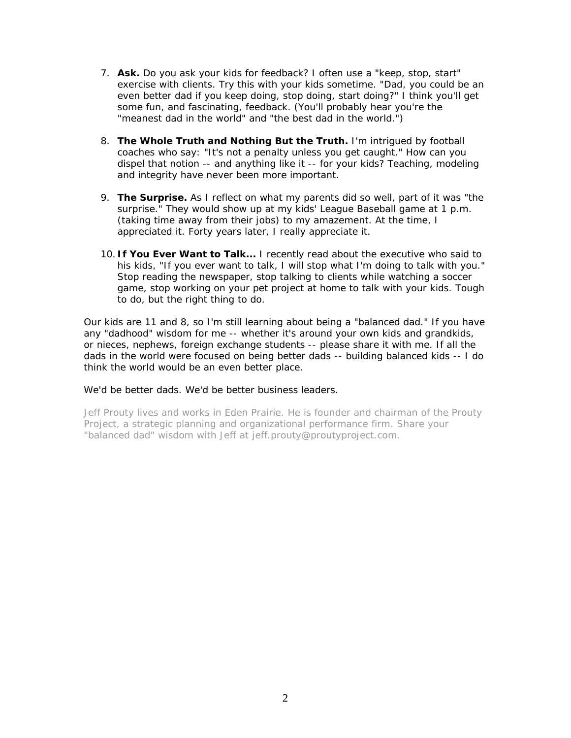7. **Ask.** Do you ask your kids for feedback? I often use a "keep, stop, start" exercise with clients. Try this with your kids sometime. "Dad, you could be an even better dad if you keep doing, stop doing, start doing?" I think you'll get some fun, and fascinating, feedback. (You'll probably hear you're the "meanest dad in the world" and "the best dad in the world.")

8. **The Whole Truth and Nothing But the Truth.** I'm intrigued by football coaches who say: "It's not a penalty unless you get caught." How can you dispel that notion -- and anything like it -- for your kids? Teaching, modeling and integrity have never been more important.

9. **The Surprise.** As I reflect on what my parents did so well, part of it was "the surprise." They would show up at my kids' League Baseball game at 1 p.m. (taking time away from their jobs) to my amazement. At the time, I appreciated it. Forty years later, I really appreciate it.

10. **If You Ever Want to Talk...** I recently read about the executive who said to his kids, "If you ever want to talk, I will stop what I'm doing to talk with you." Stop reading the newspaper, stop talking to clients while watching a soccer game, stop working on your pet project at home to talk with your kids. Tough to do, but the right thing to do.

Our kids are 11 and 8, so I'm still learning about being a "balanced dad." If you have any "dadhood" wisdom for me -- whether it's around your own kids and grandkids, or nieces, nephews, foreign exchange students -- please share it with me. If all the dads in the world were focused on being better dads -- building balanced kids -- I do think the world would be an even better place.

We'd be better dads. We'd be better business leaders.

Jeff Prouty lives and works in Eden Prairie. He is founder and chairman of the Prouty Project, a strategic planning and organizational performance firm. Share your "balanced dad" wisdom with Jeff at jeff.prouty@proutyproject.com.